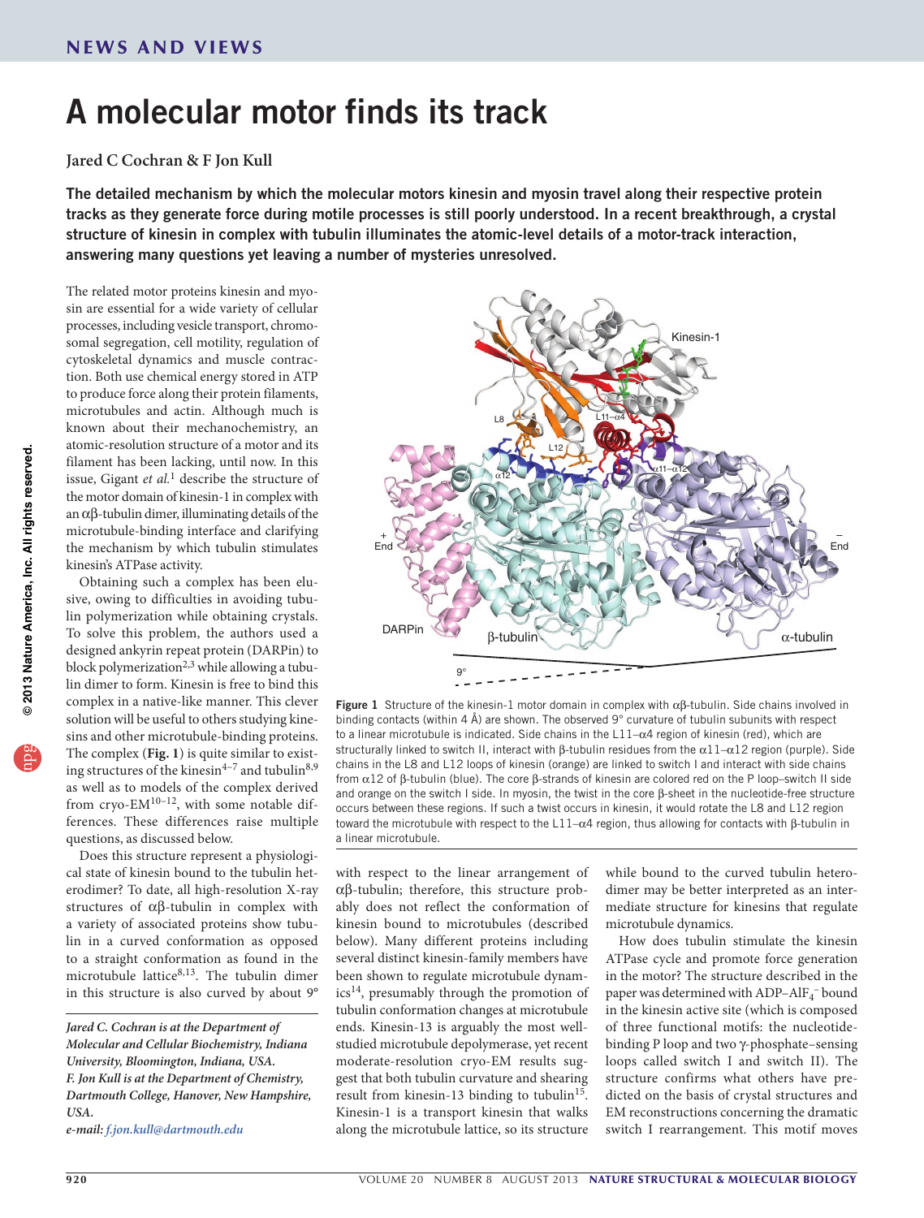NEWS AND VIEWS

# A molecular motor finds its track

**Jared C Cochran & F Jon Kull**

**The detailed mechanism by which the molecular motors kinesin and myosin travel along their respective protein tracks as they generate force during motile processes is still poorly understood. In a recent breakthrough, a crystal structure of kinesin in complex with tubulin illuminates the atomic-level details of a motor-track interaction, answering many questions yet leaving a number of mysteries unresolved.**

The related motor proteins kinesin and myosin are essential for a wide variety of cellular processes, including vesicle transport, chromosomal segregation, cell motility, regulation of cytoskeletal dynamics and muscle contraction. Both use chemical energy stored in ATP to produce force along their protein filaments, microtubules and actin. Although much is known about their mechanochemistry, an atomic-resolution structure of a motor and its filament has been lacking, until now. In this issue, Gigant *et al.*[1] describe the structure of the motor domain of kinesin-1 in complex with an αβ-tubulin dimer, illuminating details of the microtubule-binding interface and clarifying the mechanism by which tubulin stimulates kinesin's ATPase activity.

Obtaining such a complex has been elusive, owing to difficulties in avoiding tubulin polymerization while obtaining crystals. To solve this problem, the authors used a designed ankyrin repeat protein (DARPin) to block polymerization[2,3] while allowing a tubulin dimer to form. Kinesin is free to bind this complex in a native-like manner. This clever solution will be useful to others studying kinesins and other microtubule-binding proteins. The complex (**Fig. 1**) is quite similar to existing structures of the kinesin[4–7] and tubulin[8,9] as well as to models of the complex derived from cryo-EM[10–12], with some notable differences. These differences raise multiple questions, as discussed below.

Does this structure represent a physiological state of kinesin bound to the tubulin heterodimer? To date, all high-resolution X-ray structures of αβ-tubulin in complex with a variety of associated proteins show tubulin in a curved conformation as opposed to a straight conformation as found in the microtubule lattice[8,13]. The tubulin dimer in this structure is also curved by about 9° with respect to the linear arrangement of αβ-tubulin; therefore, this structure probably does not reflect the conformation of kinesin bound to microtubules (described below). Many different proteins including several distinct kinesin-family members have been shown to regulate microtubule dynamics[14], presumably through the promotion of tubulin conformation changes at microtubule ends. Kinesin-13 is arguably the most well-studied microtubule depolymerase, yet recent moderate-resolution cryo-EM results suggest that both tubulin curvature and shearing result from kinesin-13 binding to tubulin[15]. Kinesin-1 is a transport kinesin that walks along the microtubule lattice, so its structure while bound to the curved tubulin heterodimer may be better interpreted as an intermediate structure for kinesins that regulate microtubule dynamics.

Figure 1 Structure of the kinesin-1 motor domain in complex with αβ-tubulin. Side chains involved in binding contacts (within 4 Å) are shown. The observed 9° curvature of tubulin subunits with respect to a linear microtubule is indicated. Side chains in the L11–α4 region of kinesin (red), which are structurally linked to switch II, interact with β-tubulin residues from the α11–α12 region (purple). Side chains in the L8 and L12 loops of kinesin (orange) are linked to switch I and interact with side chains from α12 of β-tubulin (blue). The core β-strands of kinesin are colored red on the P loop–switch II side and orange on the switch I side. In myosin, the twist in the core β-sheet in the nucleotide-free structure occurs between these regions. If such a twist occurs in kinesin, it would rotate the L8 and L12 region toward the microtubule with respect to the L11–α4 region, thus allowing for contacts with β-tubulin in a linear microtubule.

How does tubulin stimulate the kinesin ATPase cycle and promote force generation in the motor? The structure described in the paper was determined with ADP–$AlF_4^-$ bound in the kinesin active site (which is composed of three functional motifs: the nucleotide-binding P loop and two γ-phosphate–sensing loops called switch I and switch II). The structure confirms what others have predicted on the basis of crystal structures and EM reconstructions concerning the dramatic switch I rearrangement. This motif moves

*Jared C. Cochran is at the Department of Molecular and Cellular Biochemistry, Indiana University, Bloomington, Indiana, USA. F. Jon Kull is at the Department of Chemistry, Dartmouth College, Hanover, New Hampshire, USA.*
*e-mail: f.jon.kull@dartmouth.edu*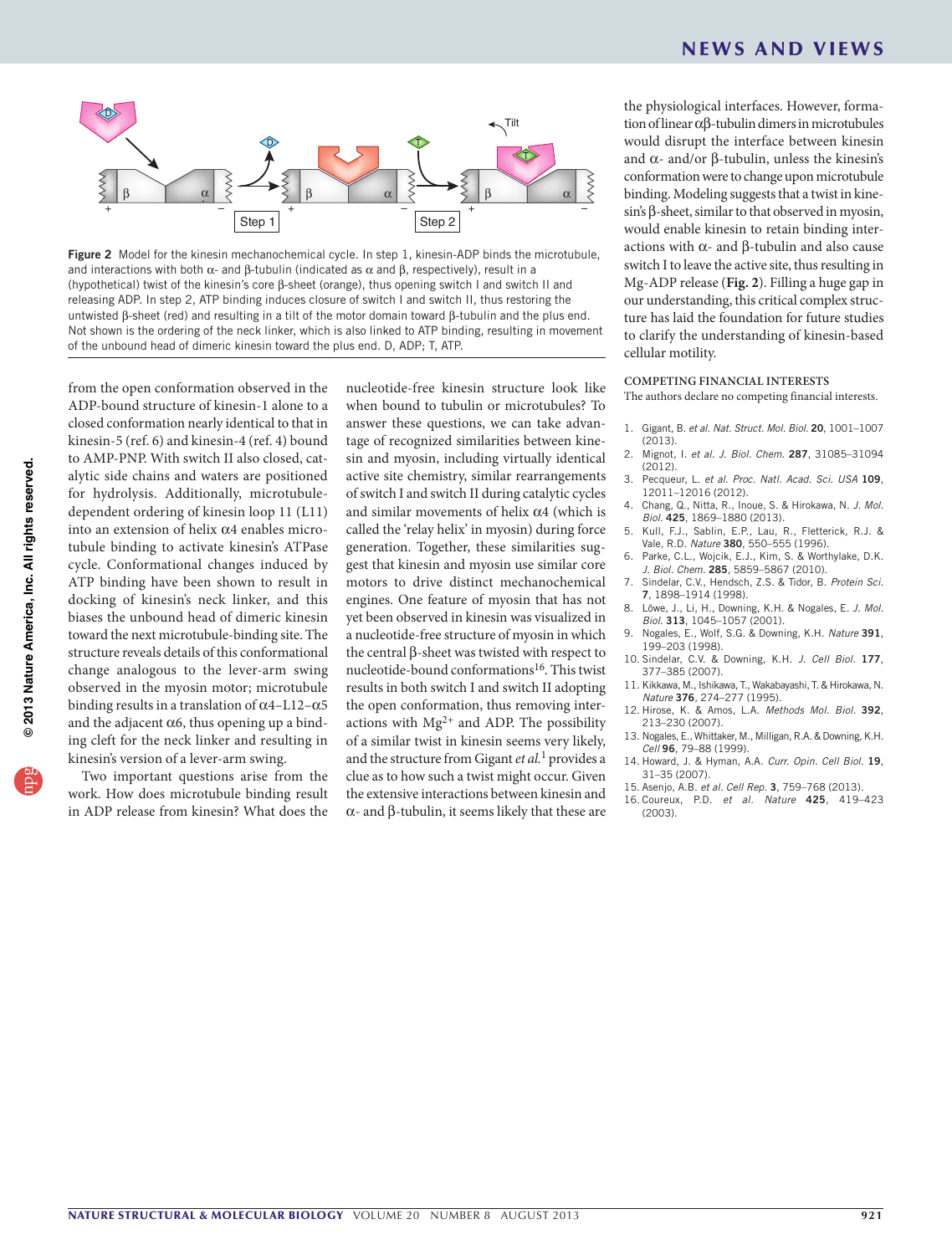Figure 2 Model for the kinesin mechanochemical cycle. In step 1, kinesin-ADP binds the microtubule, and interactions with both α- and β-tubulin (indicated as α and β, respectively), result in a (hypothetical) twist of the kinesin's core β-sheet (orange), thus opening switch I and switch II and releasing ADP. In step 2, ATP binding induces closure of switch I and switch II, thus restoring the untwisted β-sheet (red) and resulting in a tilt of the motor domain toward β-tubulin and the plus end. Not shown is the ordering of the neck linker, which is also linked to ATP binding, resulting in movement of the unbound head of dimeric kinesin toward the plus end. D, ADP; T, ATP.

from the open conformation observed in the ADP-bound structure of kinesin-1 alone to a closed conformation nearly identical to that in kinesin-5 (ref. 6) and kinesin-4 (ref. 4) bound to AMP-PNP. With switch II also closed, catalytic side chains and waters are positioned for hydrolysis. Additionally, microtubule-dependent ordering of kinesin loop 11 (L11) into an extension of helix α4 enables microtubule binding to activate kinesin's ATPase cycle. Conformational changes induced by ATP binding have been shown to result in docking of kinesin's neck linker, and this biases the unbound head of dimeric kinesin toward the next microtubule-binding site. The structure reveals details of this conformational change analogous to the lever-arm swing observed in the myosin motor; microtubule binding results in a translation of α4–L12–α5 and the adjacent α6, thus opening up a binding cleft for the neck linker and resulting in kinesin's version of a lever-arm swing.

Two important questions arise from the work. How does microtubule binding result in ADP release from kinesin? What does the nucleotide-free kinesin structure look like when bound to tubulin or microtubules? To answer these questions, we can take advantage of recognized similarities between kinesin and myosin, including virtually identical active site chemistry, similar rearrangements of switch I and switch II during catalytic cycles and similar movements of helix α4 (which is called the 'relay helix' in myosin) during force generation. Together, these similarities suggest that kinesin and myosin use similar core motors to drive distinct mechanochemical engines. One feature of myosin that has not yet been observed in kinesin was visualized in a nucleotide-free structure of myosin in which the central β-sheet was twisted with respect to nucleotide-bound conformations[16]. This twist results in both switch I and switch II adopting the open conformation, thus removing interactions with $Mg^{2+}$ and ADP. The possibility of a similar twist in kinesin seems very likely, and the structure from Gigant *et al.*[1] provides a clue as to how such a twist might occur. Given the extensive interactions between kinesin and α- and β-tubulin, it seems likely that these are the physiological interfaces. However, formation of linear αβ-tubulin dimers in microtubules would disrupt the interface between kinesin and α- and/or β-tubulin, unless the kinesin's conformation were to change upon microtubule binding. Modeling suggests that a twist in kinesin's β-sheet, similar to that observed in myosin, would enable kinesin to retain binding interactions with α- and β-tubulin and also cause switch I to leave the active site, thus resulting in Mg-ADP release (**Fig. 2**). Filling a huge gap in our understanding, this critical complex structure has laid the foundation for future studies to clarify the understanding of kinesin-based cellular motility.

**COMPETING FINANCIAL INTERESTS**

The authors declare no competing financial interests.

1. Gigant, B. *et al. Nat. Struct. Mol. Biol.* **20**, 1001–1007 (2013).
2. Mignot, I. *et al. J. Biol. Chem.* **287**, 31085–31094 (2012).
3. Pecqueur, L. *et al. Proc. Natl. Acad. Sci. USA* **109**, 12011–12016 (2012).
4. Chang, Q., Nitta, R., Inoue, S. & Hirokawa, N. *J. Mol. Biol.* **425**, 1869–1880 (2013).
5. Kull, F.J., Sablin, E.P., Lau, R., Fletterick, R.J. & Vale, R.D. *Nature* **380**, 550–555 (1996).
6. Parke, C.L., Wojcik, E.J., Kim, S. & Worthylake, D.K. *J. Biol. Chem.* **285**, 5859–5867 (2010).
7. Sindelar, C.V., Hendsch, Z.S. & Tidor, B. *Protein Sci.* **7**, 1898–1914 (1998).
8. Löwe, J., Li, H., Downing, K.H. & Nogales, E. *J. Mol. Biol.* **313**, 1045–1057 (2001).
9. Nogales, E., Wolf, S.G. & Downing, K.H. *Nature* **391**, 199–203 (1998).
10. Sindelar, C.V. & Downing, K.H. *J. Cell Biol.* **177**, 377–385 (2007).
11. Kikkawa, M., Ishikawa, T., Wakabayashi, T. & Hirokawa, N. *Nature* **376**, 274–277 (1995).
12. Hirose, K. & Amos, L.A. *Methods Mol. Biol.* **392**, 213–230 (2007).
13. Nogales, E., Whittaker, M., Milligan, R.A. & Downing, K.H. *Cell* **96**, 79–88 (1999).
14. Howard, J. & Hyman, A.A. *Curr. Opin. Cell Biol.* **19**, 31–35 (2007).
15. Asenjo, A.B. *et al. Cell Rep.* **3**, 759–768 (2013).
16. Coureux, P.D. *et al. Nature* **425**, 419–423 (2003).